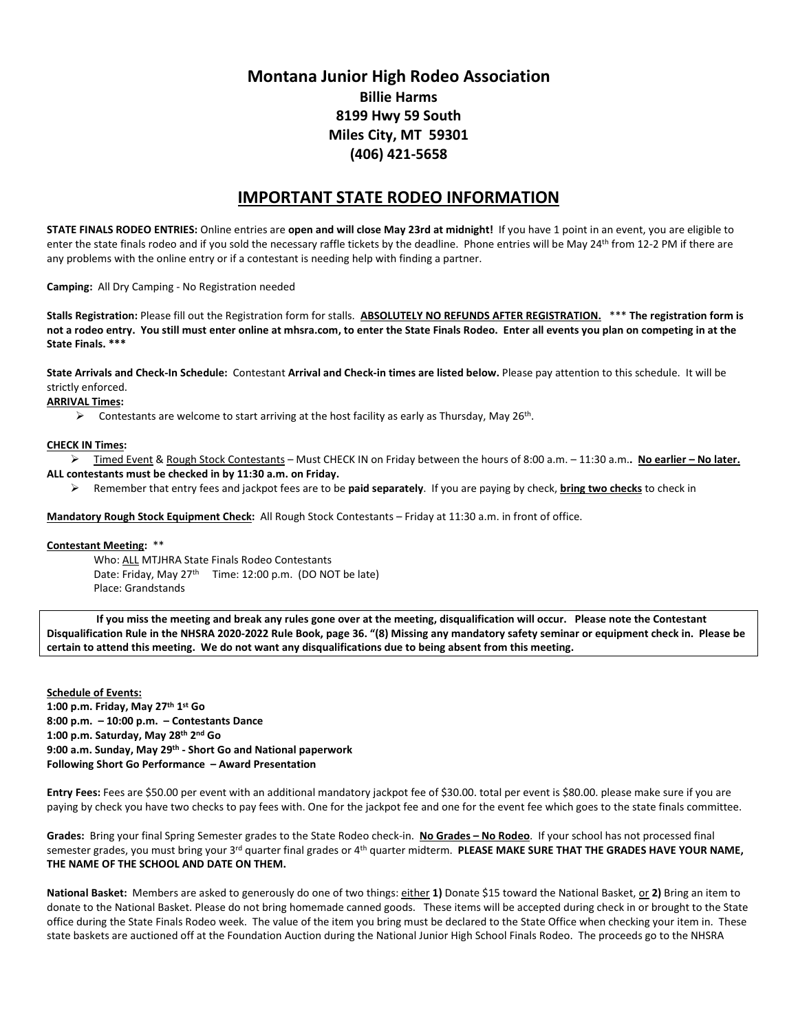# Montana Junior High Rodeo Association

**Billie Harms**
**8199 Hwy 59 South**
**Miles City, MT 59301**
**(406) 421-5658**

## IMPORTANT STATE RODEO INFORMATION

**STATE FINALS RODEO ENTRIES:** Online entries are **open and will close May 23rd at midnight!** If you have 1 point in an event, you are eligible to enter the state finals rodeo and if you sold the necessary raffle tickets by the deadline. Phone entries will be May 24th from 12-2 PM if there are any problems with the online entry or if a contestant is needing help with finding a partner.

**Camping:** All Dry Camping - No Registration needed

**Stalls Registration:** Please fill out the Registration form for stalls. **ABSOLUTELY NO REFUNDS AFTER REGISTRATION.** *** **The registration form is not a rodeo entry. You still must enter online at mhsra.com, to enter the State Finals Rodeo. Enter all events you plan on competing in at the State Finals. *****

**State Arrivals and Check-In Schedule:** Contestant **Arrival and Check-in times are listed below.** Please pay attention to this schedule. It will be strictly enforced.

**ARRIVAL Times:**

- Contestants are welcome to start arriving at the host facility as early as Thursday, May 26th.

**CHECK IN Times:**

- Timed Event & Rough Stock Contestants – Must CHECK IN on Friday between the hours of 8:00 a.m. – 11:30 a.m.. **No earlier – No later.**

**ALL contestants must be checked in by 11:30 a.m. on Friday.**

- Remember that entry fees and jackpot fees are to be **paid separately**. If you are paying by check, **bring two checks** to check in

**Mandatory Rough Stock Equipment Check:** All Rough Stock Contestants – Friday at 11:30 a.m. in front of office.

**Contestant Meeting:** **

Who: ALL MTJHRA State Finals Rodeo Contestants
Date: Friday, May 27th Time: 12:00 p.m. (DO NOT be late)
Place: Grandstands

**If you miss the meeting and break any rules gone over at the meeting, disqualification will occur. Please note the Contestant Disqualification Rule in the NHSRA 2020-2022 Rule Book, page 36. "(8) Missing any mandatory safety seminar or equipment check in. Please be certain to attend this meeting. We do not want any disqualifications due to being absent from this meeting.**

**Schedule of Events:**
**1:00 p.m. Friday, May 27th 1st Go**
**8:00 p.m. – 10:00 p.m. – Contestants Dance**
**1:00 p.m. Saturday, May 28th 2nd Go**
**9:00 a.m. Sunday, May 29th - Short Go and National paperwork**
**Following Short Go Performance – Award Presentation**

**Entry Fees:** Fees are $50.00 per event with an additional mandatory jackpot fee of $30.00. total per event is $80.00. please make sure if you are paying by check you have two checks to pay fees with. One for the jackpot fee and one for the event fee which goes to the state finals committee.

**Grades:** Bring your final Spring Semester grades to the State Rodeo check-in. **No Grades – No Rodeo**. If your school has not processed final semester grades, you must bring your 3rd quarter final grades or 4th quarter midterm. **PLEASE MAKE SURE THAT THE GRADES HAVE YOUR NAME, THE NAME OF THE SCHOOL AND DATE ON THEM.**

**National Basket:** Members are asked to generously do one of two things: either **1)** Donate $15 toward the National Basket, or **2)** Bring an item to donate to the National Basket. Please do not bring homemade canned goods. These items will be accepted during check in or brought to the State office during the State Finals Rodeo week. The value of the item you bring must be declared to the State Office when checking your item in. These state baskets are auctioned off at the Foundation Auction during the National Junior High School Finals Rodeo. The proceeds go to the NHSRA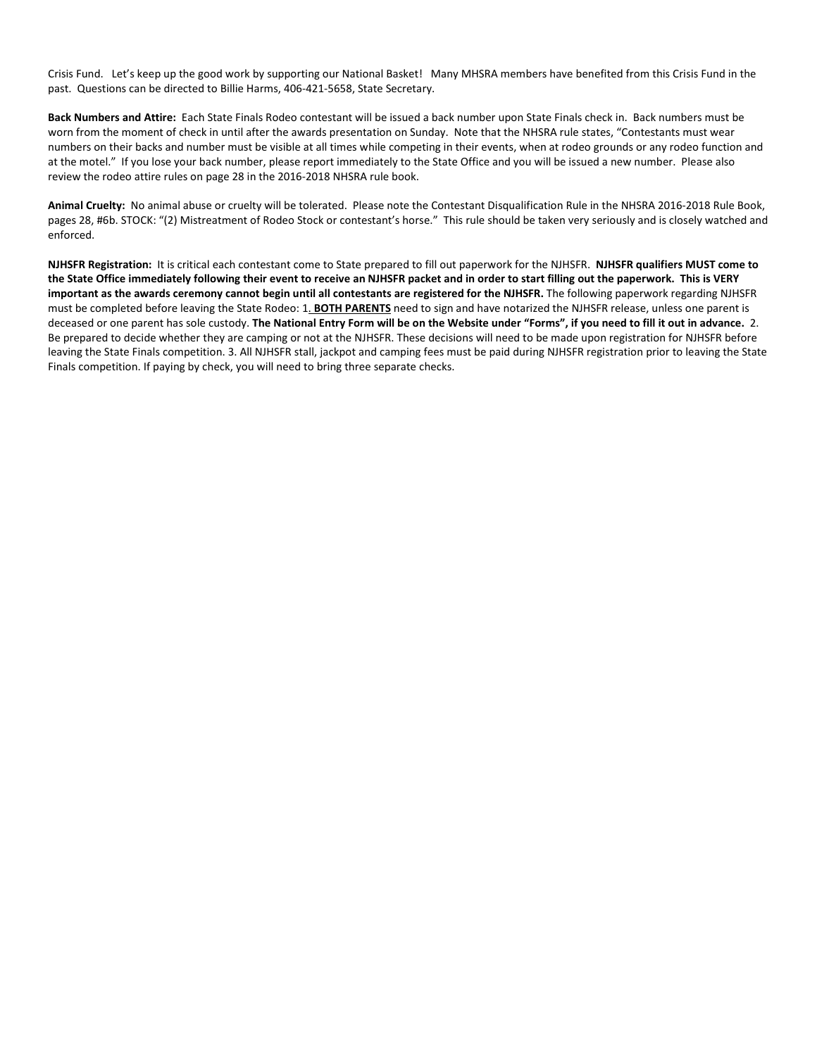Crisis Fund.  Let's keep up the good work by supporting our National Basket!  Many MHSRA members have benefited from this Crisis Fund in the past.  Questions can be directed to Billie Harms, 406-421-5658, State Secretary.

**Back Numbers and Attire:** Each State Finals Rodeo contestant will be issued a back number upon State Finals check in.  Back numbers must be worn from the moment of check in until after the awards presentation on Sunday.  Note that the NHSRA rule states, "Contestants must wear numbers on their backs and number must be visible at all times while competing in their events, when at rodeo grounds or any rodeo function and at the motel."  If you lose your back number, please report immediately to the State Office and you will be issued a new number.  Please also review the rodeo attire rules on page 28 in the 2016-2018 NHSRA rule book.

**Animal Cruelty:** No animal abuse or cruelty will be tolerated.  Please note the Contestant Disqualification Rule in the NHSRA 2016-2018 Rule Book, pages 28, #6b. STOCK: "(2) Mistreatment of Rodeo Stock or contestant's horse."  This rule should be taken very seriously and is closely watched and enforced.

**NJHSFR Registration:** It is critical each contestant come to State prepared to fill out paperwork for the NJHSFR.  **NJHSFR qualifiers MUST come to the State Office immediately following their event to receive an NJHSFR packet and in order to start filling out the paperwork.  This is VERY important as the awards ceremony cannot begin until all contestants are registered for the NJHSFR.** The following paperwork regarding NJHSFR must be completed before leaving the State Rodeo: 1. **BOTH PARENTS** need to sign and have notarized the NJHSFR release, unless one parent is deceased or one parent has sole custody. **The National Entry Form will be on the Website under "Forms", if you need to fill it out in advance.** 2. Be prepared to decide whether they are camping or not at the NJHSFR. These decisions will need to be made upon registration for NJHSFR before leaving the State Finals competition. 3. All NJHSFR stall, jackpot and camping fees must be paid during NJHSFR registration prior to leaving the State Finals competition. If paying by check, you will need to bring three separate checks.